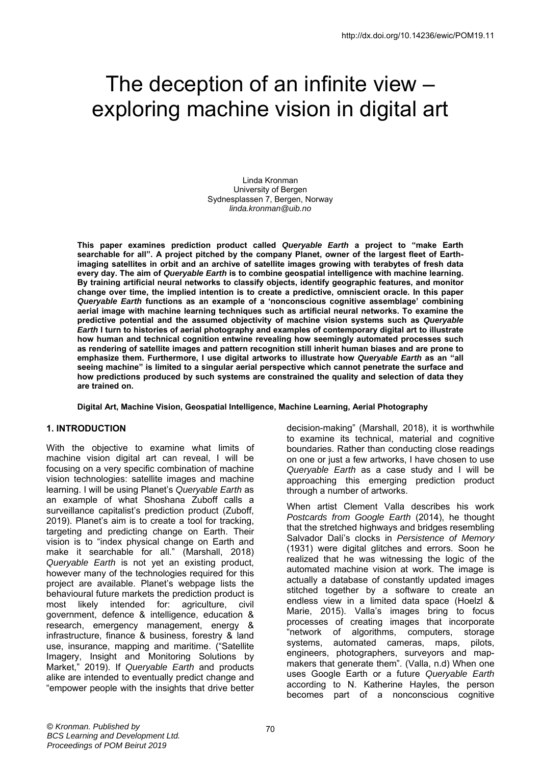http://dx.doi.org/10.14236/ewic/POM19.11

# The deception of an infinite view – exploring machine vision in digital art

Linda Kronman
University of Bergen
Sydnesplassen 7, Bergen, Norway
*linda.kronman@uib.no*

**This paper examines prediction product called *Queryable Earth* a project to "make Earth searchable for all". A project pitched by the company Planet, owner of the largest fleet of Earth-imaging satellites in orbit and an archive of satellite images growing with terabytes of fresh data every day. The aim of *Queryable Earth* is to combine geospatial intelligence with machine learning. By training artificial neural networks to classify objects, identify geographic features, and monitor change over time, the implied intention is to create a predictive, omniscient oracle. In this paper *Queryable Earth* functions as an example of a 'nonconscious cognitive assemblage' combining aerial image with machine learning techniques such as artificial neural networks. To examine the predictive potential and the assumed objectivity of machine vision systems such as *Queryable Earth* I turn to histories of aerial photography and examples of contemporary digital art to illustrate how human and technical cognition entwine revealing how seemingly automated processes such as rendering of satellite images and pattern recognition still inherit human biases and are prone to emphasize them. Furthermore, I use digital artworks to illustrate how *Queryable Earth* as an "all seeing machine" is limited to a singular aerial perspective which cannot penetrate the surface and how predictions produced by such systems are constrained the quality and selection of data they are trained on.**

**Digital Art, Machine Vision, Geospatial Intelligence, Machine Learning, Aerial Photography**

## 1. INTRODUCTION

With the objective to examine what limits of machine vision digital art can reveal, I will be focusing on a very specific combination of machine vision technologies: satellite images and machine learning. I will be using Planet's *Queryable Earth* as an example of what Shoshana Zuboff calls a surveillance capitalist's prediction product (Zuboff, 2019). Planet's aim is to create a tool for tracking, targeting and predicting change on Earth. Their vision is to "index physical change on Earth and make it searchable for all." (Marshall, 2018) *Queryable Earth* is not yet an existing product, however many of the technologies required for this project are available. Planet's webpage lists the behavioural future markets the prediction product is most likely intended for: agriculture, civil government, defence & intelligence, education & research, emergency management, energy & infrastructure, finance & business, forestry & land use, insurance, mapping and maritime. ("Satellite Imagery, Insight and Monitoring Solutions by Market," 2019). If *Queryable Earth* and products alike are intended to eventually predict change and "empower people with the insights that drive better decision-making" (Marshall, 2018), it is worthwhile to examine its technical, material and cognitive boundaries. Rather than conducting close readings on one or just a few artworks, I have chosen to use *Queryable Earth* as a case study and I will be approaching this emerging prediction product through a number of artworks.

When artist Clement Valla describes his work *Postcards from Google Earth* (2014), he thought that the stretched highways and bridges resembling Salvador Dalí's clocks in *Persistence of Memory* (1931) were digital glitches and errors. Soon he realized that he was witnessing the logic of the automated machine vision at work. The image is actually a database of constantly updated images stitched together by a software to create an endless view in a limited data space (Hoelzl & Marie, 2015). Valla's images bring to focus processes of creating images that incorporate "network of algorithms, computers, storage systems, automated cameras, maps, pilots, engineers, photographers, surveyors and map-makers that generate them". (Valla, n.d) When one uses Google Earth or a future *Queryable Earth* according to N. Katherine Hayles, the person becomes part of a nonconscious cognitive

© Kronman. Published by
BCS Learning and Development Ltd.
Proceedings of POM Beirut 2019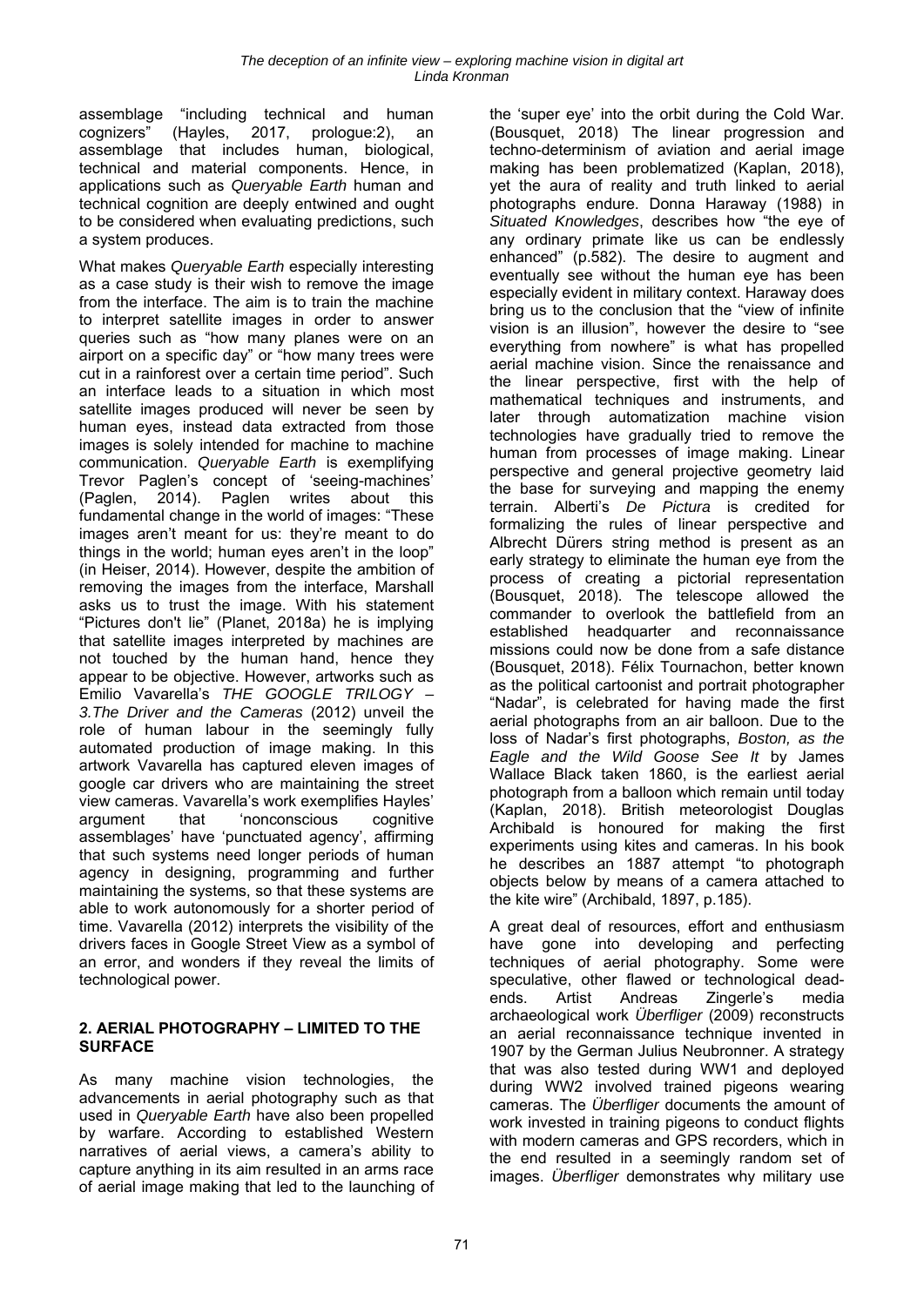assemblage "including technical and human cognizers" (Hayles, 2017, prologue:2), an assemblage that includes human, biological, technical and material components. Hence, in applications such as *Queryable Earth* human and technical cognition are deeply entwined and ought to be considered when evaluating predictions, such a system produces.

What makes *Queryable Earth* especially interesting as a case study is their wish to remove the image from the interface. The aim is to train the machine to interpret satellite images in order to answer queries such as "how many planes were on an airport on a specific day" or "how many trees were cut in a rainforest over a certain time period". Such an interface leads to a situation in which most satellite images produced will never be seen by human eyes, instead data extracted from those images is solely intended for machine to machine communication. *Queryable Earth* is exemplifying Trevor Paglen's concept of 'seeing-machines' (Paglen, 2014). Paglen writes about this fundamental change in the world of images: "These images aren't meant for us: they're meant to do things in the world; human eyes aren't in the loop" (in Heiser, 2014). However, despite the ambition of removing the images from the interface, Marshall asks us to trust the image. With his statement "Pictures don't lie" (Planet, 2018a) he is implying that satellite images interpreted by machines are not touched by the human hand, hence they appear to be objective. However, artworks such as Emilio Vavarella's *THE GOOGLE TRILOGY – 3.The Driver and the Cameras* (2012) unveil the role of human labour in the seemingly fully automated production of image making. In this artwork Vavarella has captured eleven images of google car drivers who are maintaining the street view cameras. Vavarella's work exemplifies Hayles' argument that 'nonconscious cognitive assemblages' have 'punctuated agency', affirming that such systems need longer periods of human agency in designing, programming and further maintaining the systems, so that these systems are able to work autonomously for a shorter period of time. Vavarella (2012) interprets the visibility of the drivers faces in Google Street View as a symbol of an error, and wonders if they reveal the limits of technological power.

## 2. AERIAL PHOTOGRAPHY – LIMITED TO THE SURFACE

As many machine vision technologies, the advancements in aerial photography such as that used in *Queryable Earth* have also been propelled by warfare. According to established Western narratives of aerial views, a camera's ability to capture anything in its aim resulted in an arms race of aerial image making that led to the launching of the 'super eye' into the orbit during the Cold War. (Bousquet, 2018) The linear progression and techno-determinism of aviation and aerial image making has been problematized (Kaplan, 2018), yet the aura of reality and truth linked to aerial photographs endure. Donna Haraway (1988) in *Situated Knowledges*, describes how "the eye of any ordinary primate like us can be endlessly enhanced" (p.582). The desire to augment and eventually see without the human eye has been especially evident in military context. Haraway does bring us to the conclusion that the "view of infinite vision is an illusion", however the desire to "see everything from nowhere" is what has propelled aerial machine vision. Since the renaissance and the linear perspective, first with the help of mathematical techniques and instruments, and later through automatization machine vision technologies have gradually tried to remove the human from processes of image making. Linear perspective and general projective geometry laid the base for surveying and mapping the enemy terrain. Alberti's *De Pictura* is credited for formalizing the rules of linear perspective and Albrecht Dürers string method is present as an early strategy to eliminate the human eye from the process of creating a pictorial representation (Bousquet, 2018). The telescope allowed the commander to overlook the battlefield from an established headquarter and reconnaissance missions could now be done from a safe distance (Bousquet, 2018). Félix Tournachon, better known as the political cartoonist and portrait photographer "Nadar", is celebrated for having made the first aerial photographs from an air balloon. Due to the loss of Nadar's first photographs, *Boston, as the Eagle and the Wild Goose See It* by James Wallace Black taken 1860, is the earliest aerial photograph from a balloon which remain until today (Kaplan, 2018). British meteorologist Douglas Archibald is honoured for making the first experiments using kites and cameras. In his book he describes an 1887 attempt "to photograph objects below by means of a camera attached to the kite wire" (Archibald, 1897, p.185).

A great deal of resources, effort and enthusiasm have gone into developing and perfecting techniques of aerial photography. Some were speculative, other flawed or technological dead-ends. Artist Andreas Zingerle's media archaeological work *Überfliger* (2009) reconstructs an aerial reconnaissance technique invented in 1907 by the German Julius Neubronner. A strategy that was also tested during WW1 and deployed during WW2 involved trained pigeons wearing cameras. The *Überfliger* documents the amount of work invested in training pigeons to conduct flights with modern cameras and GPS recorders, which in the end resulted in a seemingly random set of images. *Überfliger* demonstrates why military use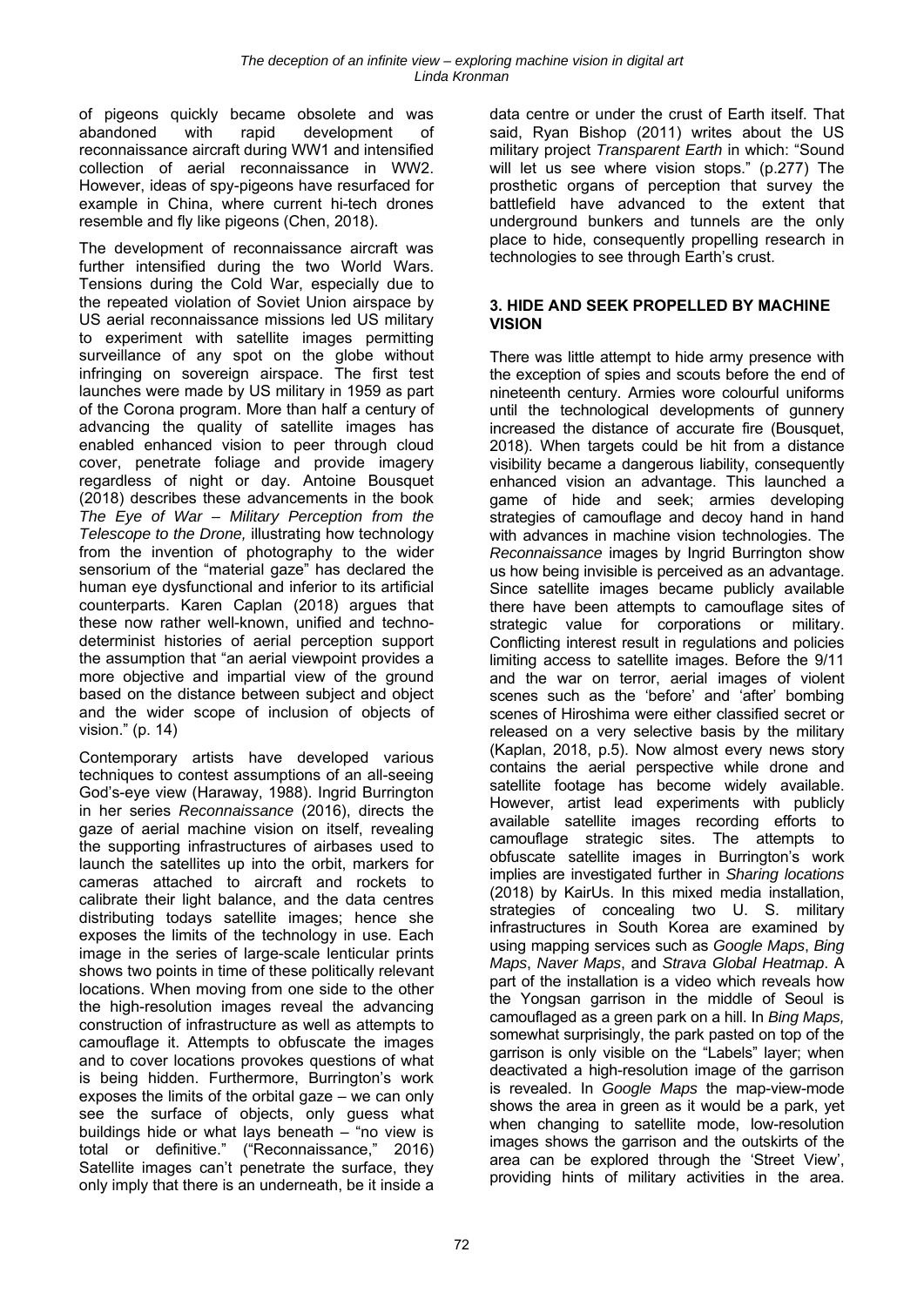of pigeons quickly became obsolete and was abandoned with rapid development of reconnaissance aircraft during WW1 and intensified collection of aerial reconnaissance in WW2. However, ideas of spy-pigeons have resurfaced for example in China, where current hi-tech drones resemble and fly like pigeons (Chen, 2018).

The development of reconnaissance aircraft was further intensified during the two World Wars. Tensions during the Cold War, especially due to the repeated violation of Soviet Union airspace by US aerial reconnaissance missions led US military to experiment with satellite images permitting surveillance of any spot on the globe without infringing on sovereign airspace. The first test launches were made by US military in 1959 as part of the Corona program. More than half a century of advancing the quality of satellite images has enabled enhanced vision to peer through cloud cover, penetrate foliage and provide imagery regardless of night or day. Antoine Bousquet (2018) describes these advancements in the book *The Eye of War – Military Perception from the Telescope to the Drone,* illustrating how technology from the invention of photography to the wider sensorium of the "material gaze" has declared the human eye dysfunctional and inferior to its artificial counterparts. Karen Caplan (2018) argues that these now rather well-known, unified and techno-determinist histories of aerial perception support the assumption that "an aerial viewpoint provides a more objective and impartial view of the ground based on the distance between subject and object and the wider scope of inclusion of objects of vision." (p. 14)

Contemporary artists have developed various techniques to contest assumptions of an all-seeing God's-eye view (Haraway, 1988). Ingrid Burrington in her series *Reconnaissance* (2016), directs the gaze of aerial machine vision on itself, revealing the supporting infrastructures of airbases used to launch the satellites up into the orbit, markers for cameras attached to aircraft and rockets to calibrate their light balance, and the data centres distributing todays satellite images; hence she exposes the limits of the technology in use. Each image in the series of large-scale lenticular prints shows two points in time of these politically relevant locations. When moving from one side to the other the high-resolution images reveal the advancing construction of infrastructure as well as attempts to camouflage it. Attempts to obfuscate the images and to cover locations provokes questions of what is being hidden. Furthermore, Burrington's work exposes the limits of the orbital gaze – we can only see the surface of objects, only guess what buildings hide or what lays beneath – "no view is total or definitive." ("Reconnaissance," 2016) Satellite images can't penetrate the surface, they only imply that there is an underneath, be it inside a data centre or under the crust of Earth itself. That said, Ryan Bishop (2011) writes about the US military project *Transparent Earth* in which: "Sound will let us see where vision stops." (p.277) The prosthetic organs of perception that survey the battlefield have advanced to the extent that underground bunkers and tunnels are the only place to hide, consequently propelling research in technologies to see through Earth's crust.

## 3. HIDE AND SEEK PROPELLED BY MACHINE VISION

There was little attempt to hide army presence with the exception of spies and scouts before the end of nineteenth century. Armies wore colourful uniforms until the technological developments of gunnery increased the distance of accurate fire (Bousquet, 2018). When targets could be hit from a distance visibility became a dangerous liability, consequently enhanced vision an advantage. This launched a game of hide and seek; armies developing strategies of camouflage and decoy hand in hand with advances in machine vision technologies. The *Reconnaissance* images by Ingrid Burrington show us how being invisible is perceived as an advantage. Since satellite images became publicly available there have been attempts to camouflage sites of strategic value for corporations or military. Conflicting interest result in regulations and policies limiting access to satellite images. Before the 9/11 and the war on terror, aerial images of violent scenes such as the 'before' and 'after' bombing scenes of Hiroshima were either classified secret or released on a very selective basis by the military (Kaplan, 2018, p.5). Now almost every news story contains the aerial perspective while drone and satellite footage has become widely available. However, artist lead experiments with publicly available satellite images recording efforts to camouflage strategic sites. The attempts to obfuscate satellite images in Burrington's work implies are investigated further in *Sharing locations* (2018) by KairUs. In this mixed media installation, strategies of concealing two U. S. military infrastructures in South Korea are examined by using mapping services such as *Google Maps*, *Bing Maps*, *Naver Maps*, and *Strava Global Heatmap*. A part of the installation is a video which reveals how the Yongsan garrison in the middle of Seoul is camouflaged as a green park on a hill. In *Bing Maps,* somewhat surprisingly, the park pasted on top of the garrison is only visible on the "Labels" layer; when deactivated a high-resolution image of the garrison is revealed. In *Google Maps* the map-view-mode shows the area in green as it would be a park, yet when changing to satellite mode, low-resolution images shows the garrison and the outskirts of the area can be explored through the 'Street View', providing hints of military activities in the area.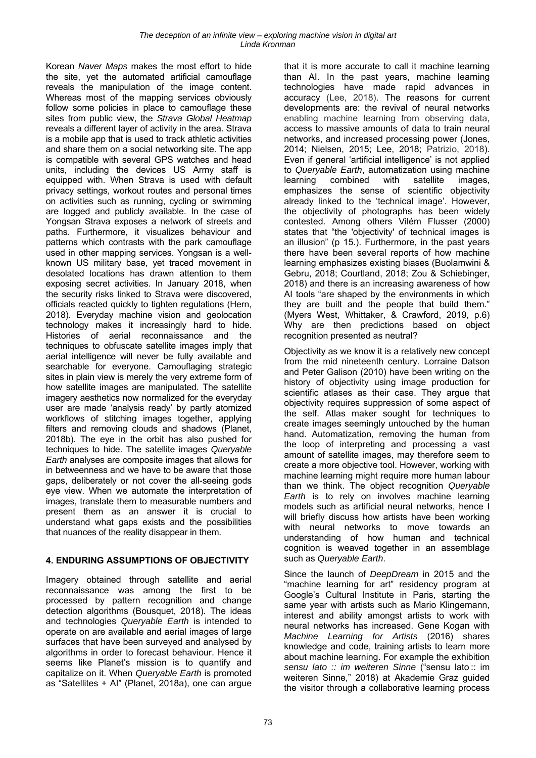Korean *Naver Maps* makes the most effort to hide the site, yet the automated artificial camouflage reveals the manipulation of the image content. Whereas most of the mapping services obviously follow some policies in place to camouflage these sites from public view, the *Strava Global Heatmap* reveals a different layer of activity in the area. Strava is a mobile app that is used to track athletic activities and share them on a social networking site. The app is compatible with several GPS watches and head units, including the devices US Army staff is equipped with. When Strava is used with default privacy settings, workout routes and personal times on activities such as running, cycling or swimming are logged and publicly available. In the case of Yongsan Strava exposes a network of streets and paths. Furthermore, it visualizes behaviour and patterns which contrasts with the park camouflage used in other mapping services. Yongsan is a well-known US military base, yet traced movement in desolated locations has drawn attention to them exposing secret activities. In January 2018, when the security risks linked to Strava were discovered, officials reacted quickly to tighten regulations (Hern, 2018). Everyday machine vision and geolocation technology makes it increasingly hard to hide. Histories of aerial reconnaissance and the techniques to obfuscate satellite images imply that aerial intelligence will never be fully available and searchable for everyone. Camouflaging strategic sites in plain view is merely the very extreme form of how satellite images are manipulated. The satellite imagery aesthetics now normalized for the everyday user are made 'analysis ready' by partly atomized workflows of stitching images together, applying filters and removing clouds and shadows (Planet, 2018b). The eye in the orbit has also pushed for techniques to hide. The satellite images *Queryable Earth* analyses are composite images that allows for in betweenness and we have to be aware that those gaps, deliberately or not cover the all-seeing gods eye view. When we automate the interpretation of images, translate them to measurable numbers and present them as an answer it is crucial to understand what gaps exists and the possibilities that nuances of the reality disappear in them.

## 4. ENDURING ASSUMPTIONS OF OBJECTIVITY

Imagery obtained through satellite and aerial reconnaissance was among the first to be processed by pattern recognition and change detection algorithms (Bousquet, 2018). The ideas and technologies *Queryable Earth* is intended to operate on are available and aerial images of large surfaces that have been surveyed and analysed by algorithms in order to forecast behaviour. Hence it seems like Planet's mission is to quantify and capitalize on it. When *Queryable Earth* is promoted as "Satellites + AI" (Planet, 2018a), one can argue that it is more accurate to call it machine learning than AI. In the past years, machine learning technologies have made rapid advances in accuracy (Lee, 2018). The reasons for current developments are: the revival of neural networks enabling machine learning from observing data, access to massive amounts of data to train neural networks, and increased processing power (Jones, 2014; Nielsen, 2015; Lee, 2018; Patrizio, 2018). Even if general 'artificial intelligence' is not applied to *Queryable Earth*, automatization using machine learning combined with satellite images, emphasizes the sense of scientific objectivity already linked to the 'technical image'. However, the objectivity of photographs has been widely contested. Among others Vilém Flusser (2000) states that "the 'objectivity' of technical images is an illusion" (p 15.). Furthermore, in the past years there have been several reports of how machine learning emphasizes existing biases (Buolamwini & Gebru, 2018; Courtland, 2018; Zou & Schiebinger, 2018) and there is an increasing awareness of how AI tools "are shaped by the environments in which they are built and the people that build them." (Myers West, Whittaker, & Crawford, 2019, p.6) Why are then predictions based on object recognition presented as neutral?

Objectivity as we know it is a relatively new concept from the mid nineteenth century. Lorraine Datson and Peter Galison (2010) have been writing on the history of objectivity using image production for scientific atlases as their case. They argue that objectivity requires suppression of some aspect of the self. Atlas maker sought for techniques to create images seemingly untouched by the human hand. Automatization, removing the human from the loop of interpreting and processing a vast amount of satellite images, may therefore seem to create a more objective tool. However, working with machine learning might require more human labour than we think. The object recognition *Queryable Earth* is to rely on involves machine learning models such as artificial neural networks, hence I will briefly discuss how artists have been working with neural networks to move towards an understanding of how human and technical cognition is weaved together in an assemblage such as *Queryable Earth*.

Since the launch of *DeepDream* in 2015 and the "machine learning for art" residency program at Google's Cultural Institute in Paris, starting the same year with artists such as Mario Klingemann, interest and ability amongst artists to work with neural networks has increased. Gene Kogan with *Machine Learning for Artists* (2016) shares knowledge and code, training artists to learn more about machine learning. For example the exhibition *sensu lato :: im weiteren Sinne* ("sensu lato :: im weiteren Sinne," 2018) at Akademie Graz guided the visitor through a collaborative learning process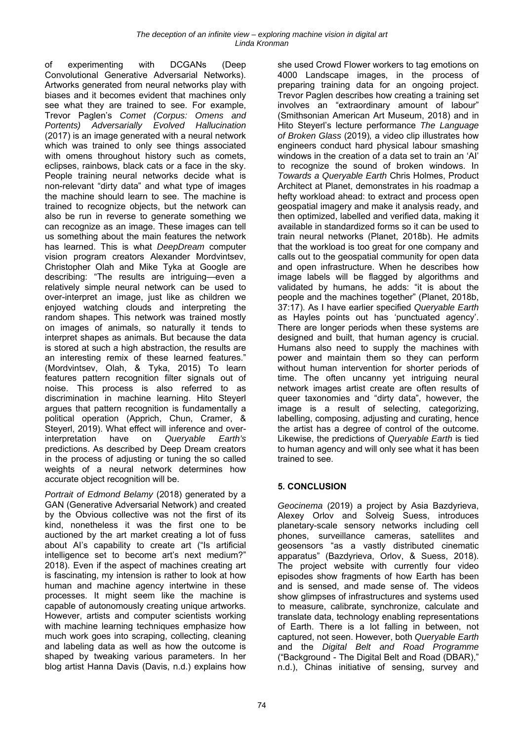of experimenting with DCGANs (Deep Convolutional Generative Adversarial Networks). Artworks generated from neural networks play with biases and it becomes evident that machines only see what they are trained to see. For example, Trevor Paglen's *Comet (Corpus: Omens and Portents) Adversarially Evolved Hallucination* (2017) is an image generated with a neural network which was trained to only see things associated with omens throughout history such as comets, eclipses, rainbows, black cats or a face in the sky. People training neural networks decide what is non-relevant "dirty data" and what type of images the machine should learn to see. The machine is trained to recognize objects, but the network can also be run in reverse to generate something we can recognize as an image. These images can tell us something about the main features the network has learned. This is what *DeepDream* computer vision program creators Alexander Mordvintsev, Christopher Olah and Mike Tyka at Google are describing: "The results are intriguing—even a relatively simple neural network can be used to over-interpret an image, just like as children we enjoyed watching clouds and interpreting the random shapes. This network was trained mostly on images of animals, so naturally it tends to interpret shapes as animals. But because the data is stored at such a high abstraction, the results are an interesting remix of these learned features." (Mordvintsev, Olah, & Tyka, 2015) To learn features pattern recognition filter signals out of noise. This process is also referred to as discrimination in machine learning. Hito Steyerl argues that pattern recognition is fundamentally a political operation (Apprich, Chun, Cramer, & Steyerl, 2019). What effect will inference and over-interpretation have on *Queryable Earth's* predictions. As described by Deep Dream creators in the process of adjusting or tuning the so called weights of a neural network determines how accurate object recognition will be.

*Portrait of Edmond Belamy* (2018) generated by a GAN (Generative Adversarial Network) and created by the Obvious collective was not the first of its kind, nonetheless it was the first one to be auctioned by the art market creating a lot of fuss about AI's capability to create art ("Is artificial intelligence set to become art's next medium?" 2018). Even if the aspect of machines creating art is fascinating, my intension is rather to look at how human and machine agency intertwine in these processes. It might seem like the machine is capable of autonomously creating unique artworks. However, artists and computer scientists working with machine learning techniques emphasize how much work goes into scraping, collecting, cleaning and labeling data as well as how the outcome is shaped by tweaking various parameters. In her blog artist Hanna Davis (Davis, n.d.) explains how she used Crowd Flower workers to tag emotions on 4000 Landscape images, in the process of preparing training data for an ongoing project. Trevor Paglen describes how creating a training set involves an "extraordinary amount of labour" (Smithsonian American Art Museum, 2018) and in Hito Steyerl's lecture performance *The Language of Broken Glass* (2019)*,* a video clip illustrates how engineers conduct hard physical labour smashing windows in the creation of a data set to train an 'AI' to recognize the sound of broken windows. In *Towards a Queryable Earth* Chris Holmes, Product Architect at Planet, demonstrates in his roadmap a hefty workload ahead: to extract and process open geospatial imagery and make it analysis ready, and then optimized, labelled and verified data, making it available in standardized forms so it can be used to train neural networks (Planet, 2018b). He admits that the workload is too great for one company and calls out to the geospatial community for open data and open infrastructure. When he describes how image labels will be flagged by algorithms and validated by humans, he adds: "it is about the people and the machines together" (Planet, 2018b, 37:17). As I have earlier specified *Queryable Earth* as Hayles points out has 'punctuated agency'. There are longer periods when these systems are designed and built, that human agency is crucial. Humans also need to supply the machines with power and maintain them so they can perform without human intervention for shorter periods of time. The often uncanny yet intriguing neural network images artist create are often results of queer taxonomies and "dirty data", however, the image is a result of selecting, categorizing, labelling, composing, adjusting and curating, hence the artist has a degree of control of the outcome. Likewise, the predictions of *Queryable Earth* is tied to human agency and will only see what it has been trained to see.

## 5. CONCLUSION

*Geocinema* (2019) a project by Asia Bazdyrieva, Alexey Orlov and Solveig Suess, introduces planetary-scale sensory networks including cell phones, surveillance cameras, satellites and geosensors "as a vastly distributed cinematic apparatus" (Bazdyrieva, Orlov, & Suess, 2018). The project website with currently four video episodes show fragments of how Earth has been and is sensed, and made sense of. The videos show glimpses of infrastructures and systems used to measure, calibrate, synchronize, calculate and translate data, technology enabling representations of Earth. There is a lot falling in between, not captured, not seen. However, both *Queryable Earth* and the *Digital Belt and Road Programme* ("Background - The Digital Belt and Road (DBAR)," n.d.), Chinas initiative of sensing, survey and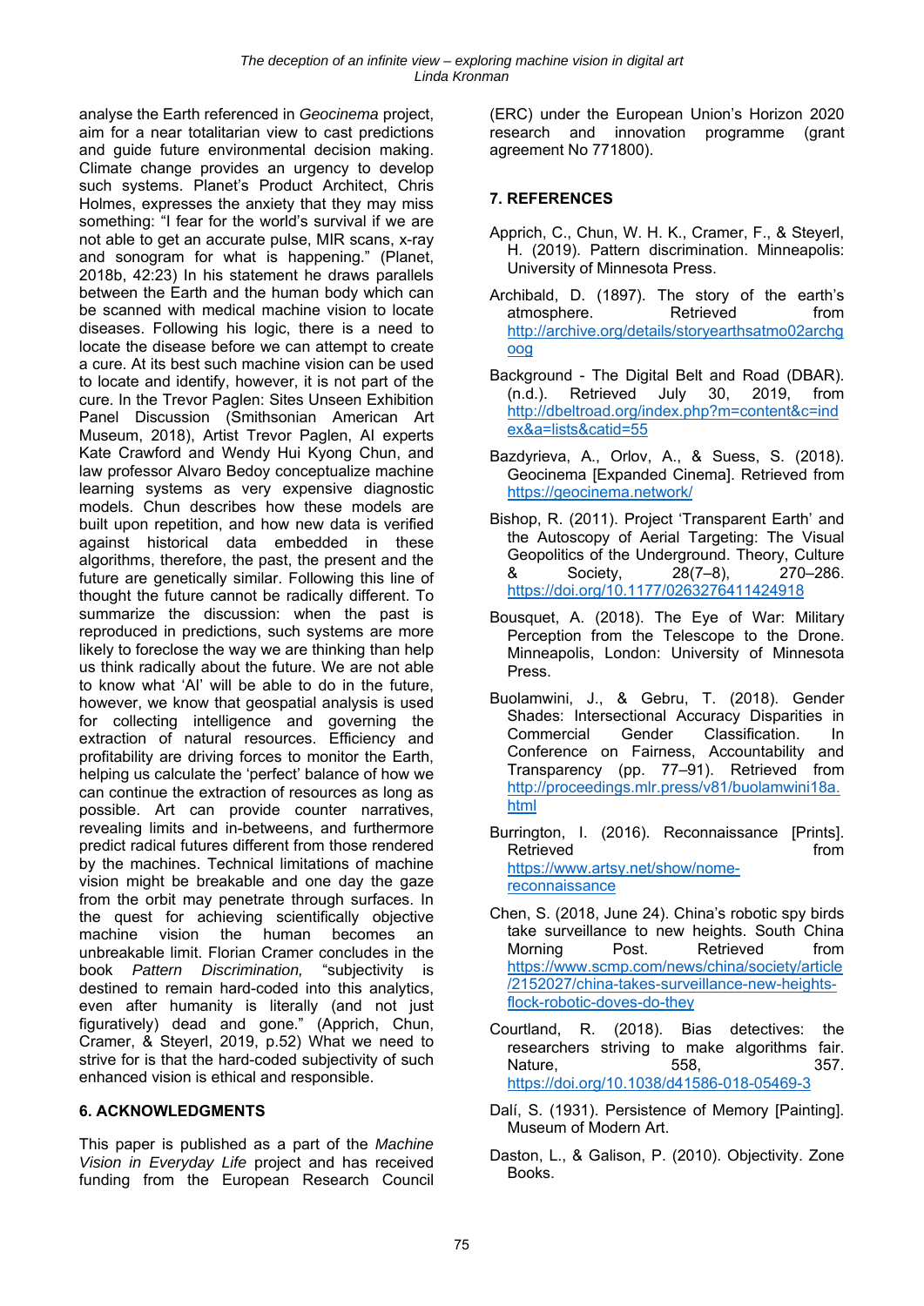analyse the Earth referenced in *Geocinema* project, aim for a near totalitarian view to cast predictions and guide future environmental decision making. Climate change provides an urgency to develop such systems. Planet's Product Architect, Chris Holmes, expresses the anxiety that they may miss something: "I fear for the world's survival if we are not able to get an accurate pulse, MIR scans, x-ray and sonogram for what is happening." (Planet, 2018b, 42:23) In his statement he draws parallels between the Earth and the human body which can be scanned with medical machine vision to locate diseases. Following his logic, there is a need to locate the disease before we can attempt to create a cure. At its best such machine vision can be used to locate and identify, however, it is not part of the cure. In the Trevor Paglen: Sites Unseen Exhibition Panel Discussion (Smithsonian American Art Museum, 2018), Artist Trevor Paglen, AI experts Kate Crawford and Wendy Hui Kyong Chun, and law professor Alvaro Bedoy conceptualize machine learning systems as very expensive diagnostic models. Chun describes how these models are built upon repetition, and how new data is verified against historical data embedded in these algorithms, therefore, the past, the present and the future are genetically similar. Following this line of thought the future cannot be radically different. To summarize the discussion: when the past is reproduced in predictions, such systems are more likely to foreclose the way we are thinking than help us think radically about the future. We are not able to know what 'AI' will be able to do in the future, however, we know that geospatial analysis is used for collecting intelligence and governing the extraction of natural resources. Efficiency and profitability are driving forces to monitor the Earth, helping us calculate the 'perfect' balance of how we can continue the extraction of resources as long as possible. Art can provide counter narratives, revealing limits and in-betweens, and furthermore predict radical futures different from those rendered by the machines. Technical limitations of machine vision might be breakable and one day the gaze from the orbit may penetrate through surfaces. In the quest for achieving scientifically objective machine vision the human becomes an unbreakable limit. Florian Cramer concludes in the book *Pattern Discrimination,* "subjectivity is destined to remain hard-coded into this analytics, even after humanity is literally (and not just figuratively) dead and gone." (Apprich, Chun, Cramer, & Steyerl, 2019, p.52) What we need to strive for is that the hard-coded subjectivity of such enhanced vision is ethical and responsible.

## 6. ACKNOWLEDGMENTS

This paper is published as a part of the *Machine Vision in Everyday Life* project and has received funding from the European Research Council (ERC) under the European Union's Horizon 2020 research and innovation programme (grant agreement No 771800).

## 7. REFERENCES

Apprich, C., Chun, W. H. K., Cramer, F., & Steyerl, H. (2019). Pattern discrimination. Minneapolis: University of Minnesota Press.

Archibald, D. (1897). The story of the earth's atmosphere. Retrieved from http://archive.org/details/storyearthsatmo02archgoog

Background - The Digital Belt and Road (DBAR). (n.d.). Retrieved July 30, 2019, from http://dbeltroad.org/index.php?m=content&c=index&a=lists&catid=55

Bazdyrieva, A., Orlov, A., & Suess, S. (2018). Geocinema [Expanded Cinema]. Retrieved from https://geocinema.network/

Bishop, R. (2011). Project 'Transparent Earth' and the Autoscopy of Aerial Targeting: The Visual Geopolitics of the Underground. Theory, Culture & Society, 28(7–8), 270–286. https://doi.org/10.1177/0263276411424918

Bousquet, A. (2018). The Eye of War: Military Perception from the Telescope to the Drone. Minneapolis, London: University of Minnesota Press.

Buolamwini, J., & Gebru, T. (2018). Gender Shades: Intersectional Accuracy Disparities in Commercial Gender Classification. In Conference on Fairness, Accountability and Transparency (pp. 77–91). Retrieved from http://proceedings.mlr.press/v81/buolamwini18a.html

Burrington, I. (2016). Reconnaissance [Prints]. Retrieved from https://www.artsy.net/show/nome-reconnaissance

Chen, S. (2018, June 24). China's robotic spy birds take surveillance to new heights. South China Morning Post. Retrieved from https://www.scmp.com/news/china/society/article/2152027/china-takes-surveillance-new-heights-flock-robotic-doves-do-they

Courtland, R. (2018). Bias detectives: the researchers striving to make algorithms fair. Nature, 558, 357. https://doi.org/10.1038/d41586-018-05469-3

Dalí, S. (1931). Persistence of Memory [Painting]. Museum of Modern Art.

Daston, L., & Galison, P. (2010). Objectivity. Zone Books.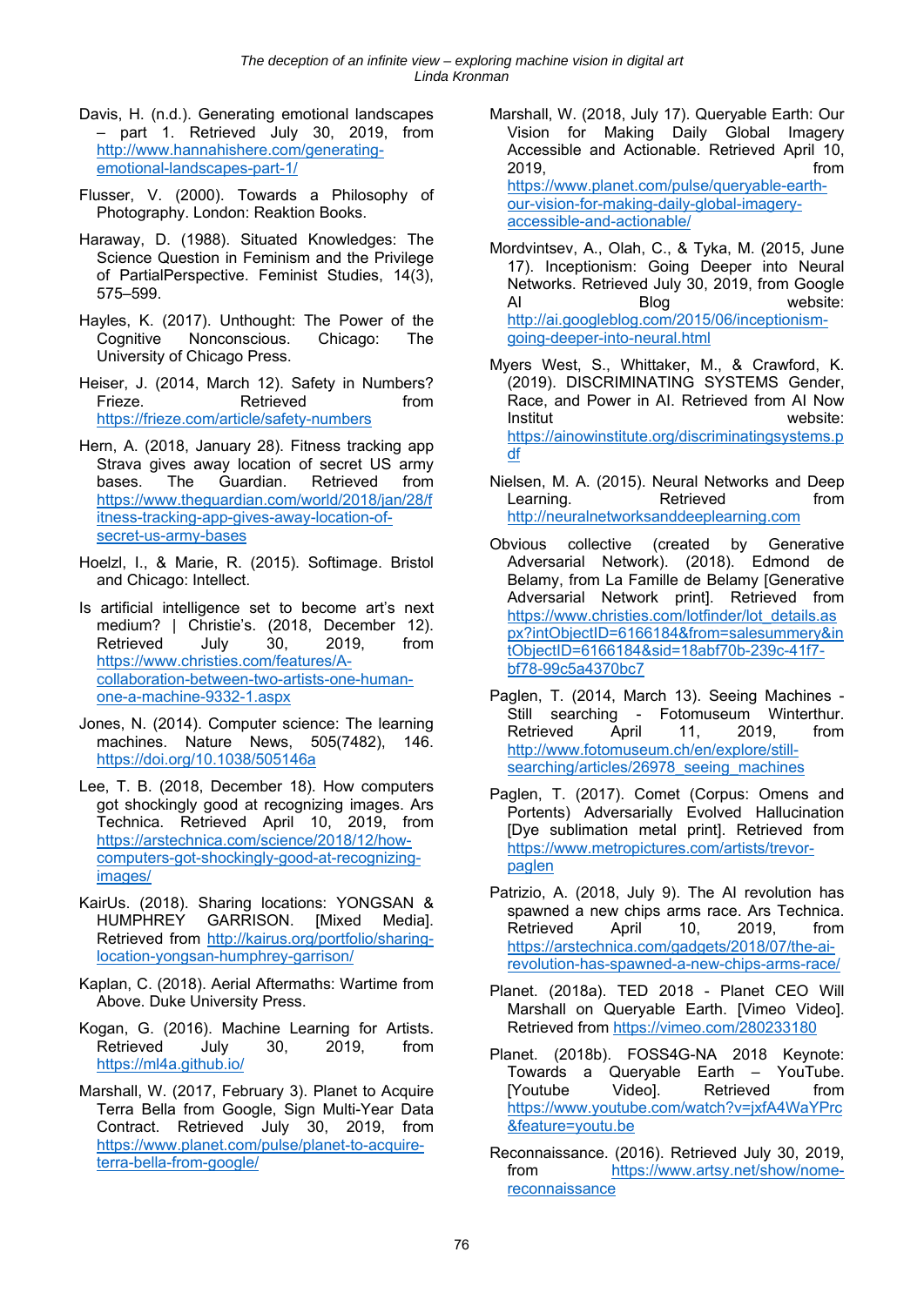Davis, H. (n.d.). Generating emotional landscapes – part 1. Retrieved July 30, 2019, from http://www.hannahishere.com/generating-emotional-landscapes-part-1/

Flusser, V. (2000). Towards a Philosophy of Photography. London: Reaktion Books.

Haraway, D. (1988). Situated Knowledges: The Science Question in Feminism and the Privilege of PartialPerspective. Feminist Studies, 14(3), 575–599.

Hayles, K. (2017). Unthought: The Power of the Cognitive Nonconscious. Chicago: The University of Chicago Press.

Heiser, J. (2014, March 12). Safety in Numbers? Frieze. Retrieved from https://frieze.com/article/safety-numbers

Hern, A. (2018, January 28). Fitness tracking app Strava gives away location of secret US army bases. The Guardian. Retrieved from https://www.theguardian.com/world/2018/jan/28/fitness-tracking-app-gives-away-location-of-secret-us-army-bases

Hoelzl, I., & Marie, R. (2015). Softimage. Bristol and Chicago: Intellect.

Is artificial intelligence set to become art's next medium? | Christie's. (2018, December 12). Retrieved July 30, 2019, from https://www.christies.com/features/A-collaboration-between-two-artists-one-human-one-a-machine-9332-1.aspx

Jones, N. (2014). Computer science: The learning machines. Nature News, 505(7482), 146. https://doi.org/10.1038/505146a

Lee, T. B. (2018, December 18). How computers got shockingly good at recognizing images. Ars Technica. Retrieved April 10, 2019, from https://arstechnica.com/science/2018/12/how-computers-got-shockingly-good-at-recognizing-images/

KairUs. (2018). Sharing locations: YONGSAN & HUMPHREY GARRISON. [Mixed Media]. Retrieved from http://kairus.org/portfolio/sharing-location-yongsan-humphrey-garrison/

Kaplan, C. (2018). Aerial Aftermaths: Wartime from Above. Duke University Press.

Kogan, G. (2016). Machine Learning for Artists. Retrieved July 30, 2019, from https://ml4a.github.io/

Marshall, W. (2017, February 3). Planet to Acquire Terra Bella from Google, Sign Multi-Year Data Contract. Retrieved July 30, 2019, from https://www.planet.com/pulse/planet-to-acquire-terra-bella-from-google/

Marshall, W. (2018, July 17). Queryable Earth: Our Vision for Making Daily Global Imagery Accessible and Actionable. Retrieved April 10, 2019, from https://www.planet.com/pulse/queryable-earth-our-vision-for-making-daily-global-imagery-accessible-and-actionable/

Mordvintsev, A., Olah, C., & Tyka, M. (2015, June 17). Inceptionism: Going Deeper into Neural Networks. Retrieved July 30, 2019, from Google AI Blog website: http://ai.googleblog.com/2015/06/inceptionism-going-deeper-into-neural.html

Myers West, S., Whittaker, M., & Crawford, K. (2019). DISCRIMINATING SYSTEMS Gender, Race, and Power in AI. Retrieved from AI Now Institut website: https://ainowinstitute.org/discriminatingsystems.pdf

Nielsen, M. A. (2015). Neural Networks and Deep Learning. Retrieved from http://neuralnetworksanddeeplearning.com

Obvious collective (created by Generative Adversarial Network). (2018). Edmond de Belamy, from La Famille de Belamy [Generative Adversarial Network print]. Retrieved from https://www.christies.com/lotfinder/lot_details.aspx?intObjectID=6166184&from=salesummery&intObjectID=6166184&sid=18abf70b-239c-41f7-bf78-99c5a4370bc7

Paglen, T. (2014, March 13). Seeing Machines - Still searching - Fotomuseum Winterthur. Retrieved April 11, 2019, from http://www.fotomuseum.ch/en/explore/still-searching/articles/26978_seeing_machines

Paglen, T. (2017). Comet (Corpus: Omens and Portents) Adversarially Evolved Hallucination [Dye sublimation metal print]. Retrieved from https://www.metropictures.com/artists/trevor-paglen

Patrizio, A. (2018, July 9). The AI revolution has spawned a new chips arms race. Ars Technica. Retrieved April 10, 2019, from https://arstechnica.com/gadgets/2018/07/the-ai-revolution-has-spawned-a-new-chips-arms-race/

Planet. (2018a). TED 2018 - Planet CEO Will Marshall on Queryable Earth. [Vimeo Video]. Retrieved from https://vimeo.com/280233180

Planet. (2018b). FOSS4G-NA 2018 Keynote: Towards a Queryable Earth – YouTube. [Youtube Video]. Retrieved from https://www.youtube.com/watch?v=jxfA4WaYPrc&feature=youtu.be

Reconnaissance. (2016). Retrieved July 30, 2019, from https://www.artsy.net/show/nome-reconnaissance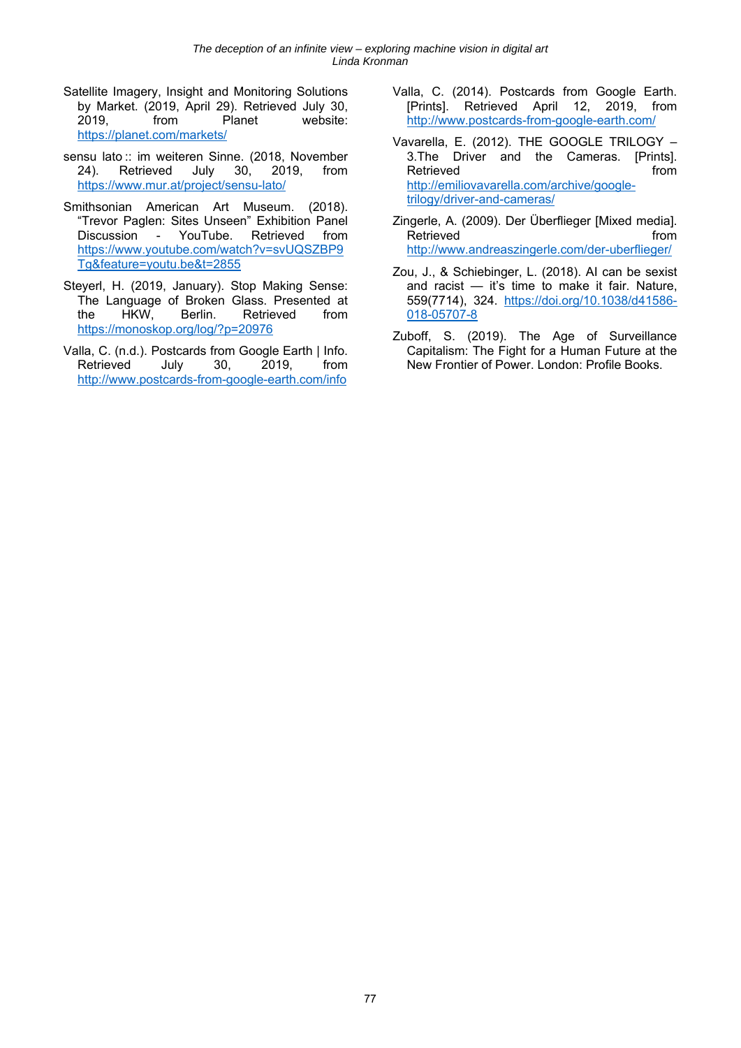Satellite Imagery, Insight and Monitoring Solutions by Market. (2019, April 29). Retrieved July 30, 2019, from Planet website: https://planet.com/markets/

sensu lato :: im weiteren Sinne. (2018, November 24). Retrieved July 30, 2019, from https://www.mur.at/project/sensu-lato/

Smithsonian American Art Museum. (2018). “Trevor Paglen: Sites Unseen” Exhibition Panel Discussion - YouTube. Retrieved from https://www.youtube.com/watch?v=svUQSZBP9Tg&feature=youtu.be&t=2855

Steyerl, H. (2019, January). Stop Making Sense: The Language of Broken Glass. Presented at the HKW, Berlin. Retrieved from https://monoskop.org/log/?p=20976

Valla, C. (n.d.). Postcards from Google Earth | Info. Retrieved July 30, 2019, from http://www.postcards-from-google-earth.com/info

Valla, C. (2014). Postcards from Google Earth. [Prints]. Retrieved April 12, 2019, from http://www.postcards-from-google-earth.com/

Vavarella, E. (2012). THE GOOGLE TRILOGY – 3.The Driver and the Cameras. [Prints]. Retrieved from http://emiliovavarella.com/archive/google-trilogy/driver-and-cameras/

Zingerle, A. (2009). Der Überflieger [Mixed media]. Retrieved from http://www.andreaszingerle.com/der-uberflieger/

Zou, J., & Schiebinger, L. (2018). AI can be sexist and racist — it’s time to make it fair. Nature, 559(7714), 324. https://doi.org/10.1038/d41586-018-05707-8

Zuboff, S. (2019). The Age of Surveillance Capitalism: The Fight for a Human Future at the New Frontier of Power. London: Profile Books.